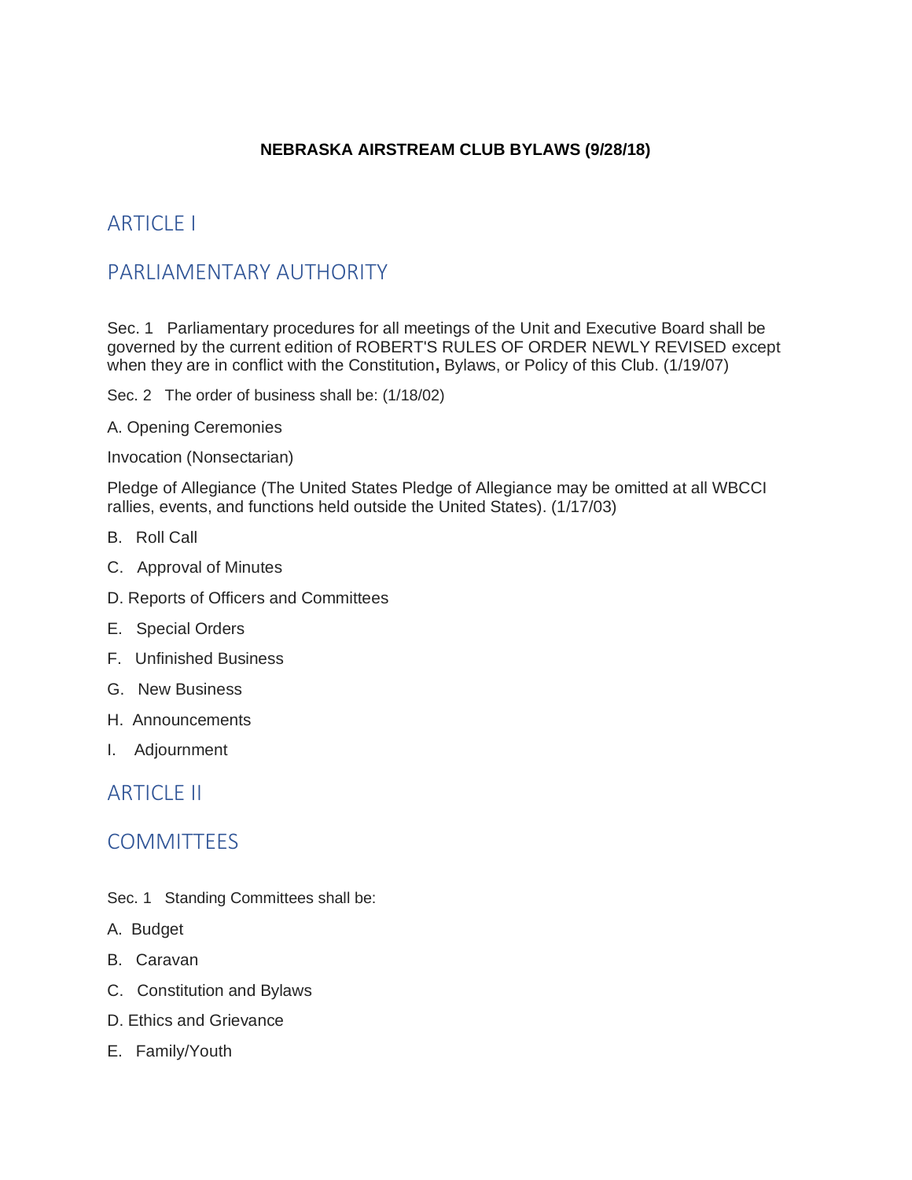# NEBRASKA AIRSTREAM CLUB BYLAWS (9/28/18)

## ARTICLE I

## PARLIAMENTARY AUTHORITY

Sec. 1 Parliamentary procedures for all meetings of the Unit and Executive Board shall be governed by the current edition of ROBERT'S RULES OF ORDER NEWLY REVISED except when they are in conflict with the Constitution**,** Bylaws, or Policy of this Club. (1/19/07)

Sec. 2 The order of business shall be: (1/18/02)

A. Opening Ceremonies

Invocation (Nonsectarian)

Pledge of Allegiance (The United States Pledge of Allegiance may be omitted at all WBCCI rallies, events, and functions held outside the United States). (1/17/03)

B. Roll Call

C. Approval of Minutes

D. Reports of Officers and Committees

E. Special Orders

F. Unfinished Business

G. New Business

H. Announcements

I. Adjournment

## ARTICLE II

## COMMITTEES

Sec. 1 Standing Committees shall be:

A. Budget

B. Caravan

C. Constitution and Bylaws

D. Ethics and Grievance

E. Family/Youth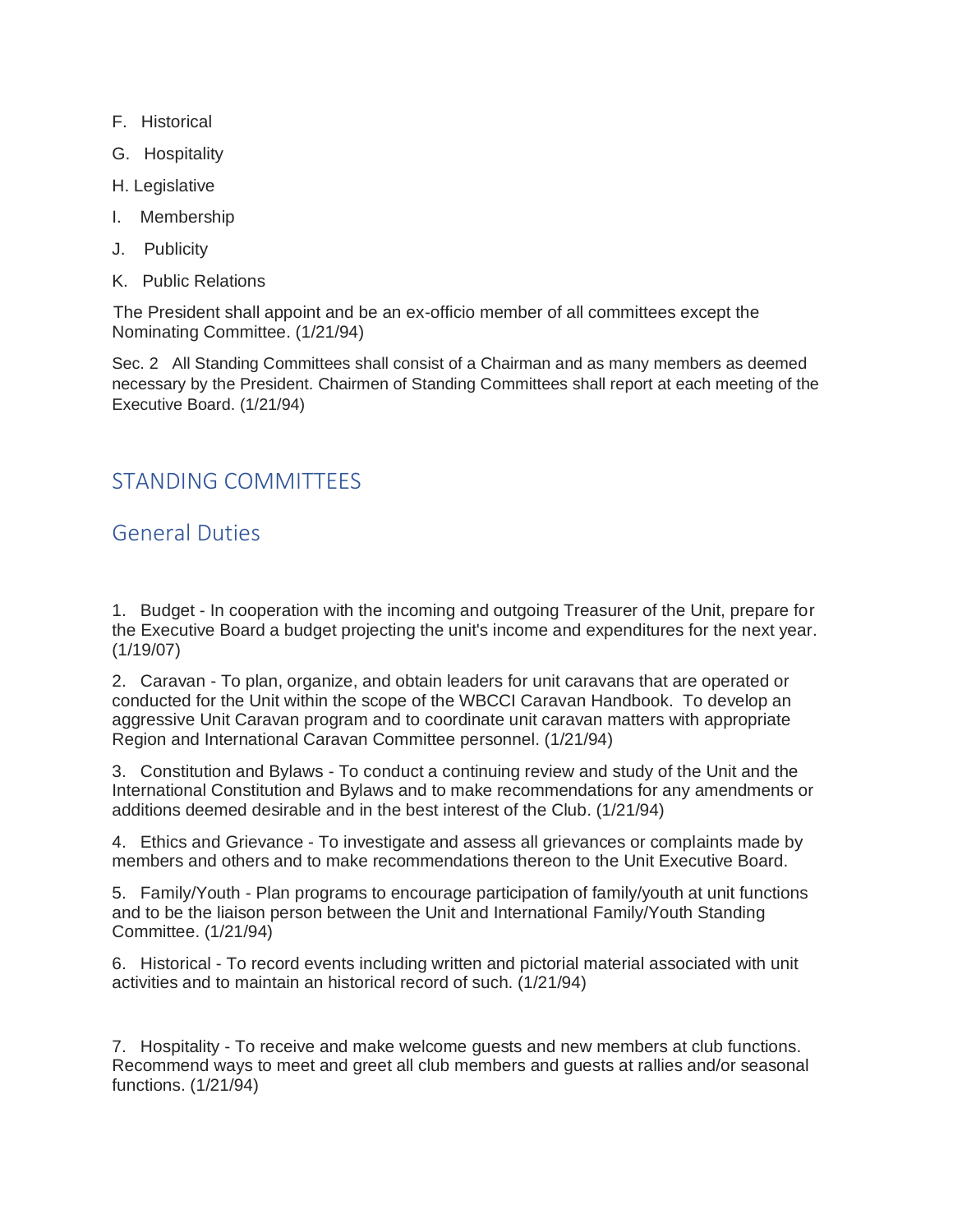F. Historical

G. Hospitality

H. Legislative

I. Membership

J. Publicity

K. Public Relations

The President shall appoint and be an ex-officio member of all committees except the Nominating Committee. (1/21/94)

Sec. 2 All Standing Committees shall consist of a Chairman and as many members as deemed necessary by the President. Chairmen of Standing Committees shall report at each meeting of the Executive Board. (1/21/94)

## STANDING COMMITTEES

### General Duties

1. Budget - In cooperation with the incoming and outgoing Treasurer of the Unit, prepare for the Executive Board a budget projecting the unit's income and expenditures for the next year. (1/19/07)

2. Caravan - To plan, organize, and obtain leaders for unit caravans that are operated or conducted for the Unit within the scope of the WBCCI Caravan Handbook. To develop an aggressive Unit Caravan program and to coordinate unit caravan matters with appropriate Region and International Caravan Committee personnel. (1/21/94)

3. Constitution and Bylaws - To conduct a continuing review and study of the Unit and the International Constitution and Bylaws and to make recommendations for any amendments or additions deemed desirable and in the best interest of the Club. (1/21/94)

4. Ethics and Grievance - To investigate and assess all grievances or complaints made by members and others and to make recommendations thereon to the Unit Executive Board.

5. Family/Youth - Plan programs to encourage participation of family/youth at unit functions and to be the liaison person between the Unit and International Family/Youth Standing Committee. (1/21/94)

6. Historical - To record events including written and pictorial material associated with unit activities and to maintain an historical record of such. (1/21/94)

7. Hospitality - To receive and make welcome guests and new members at club functions. Recommend ways to meet and greet all club members and guests at rallies and/or seasonal functions. (1/21/94)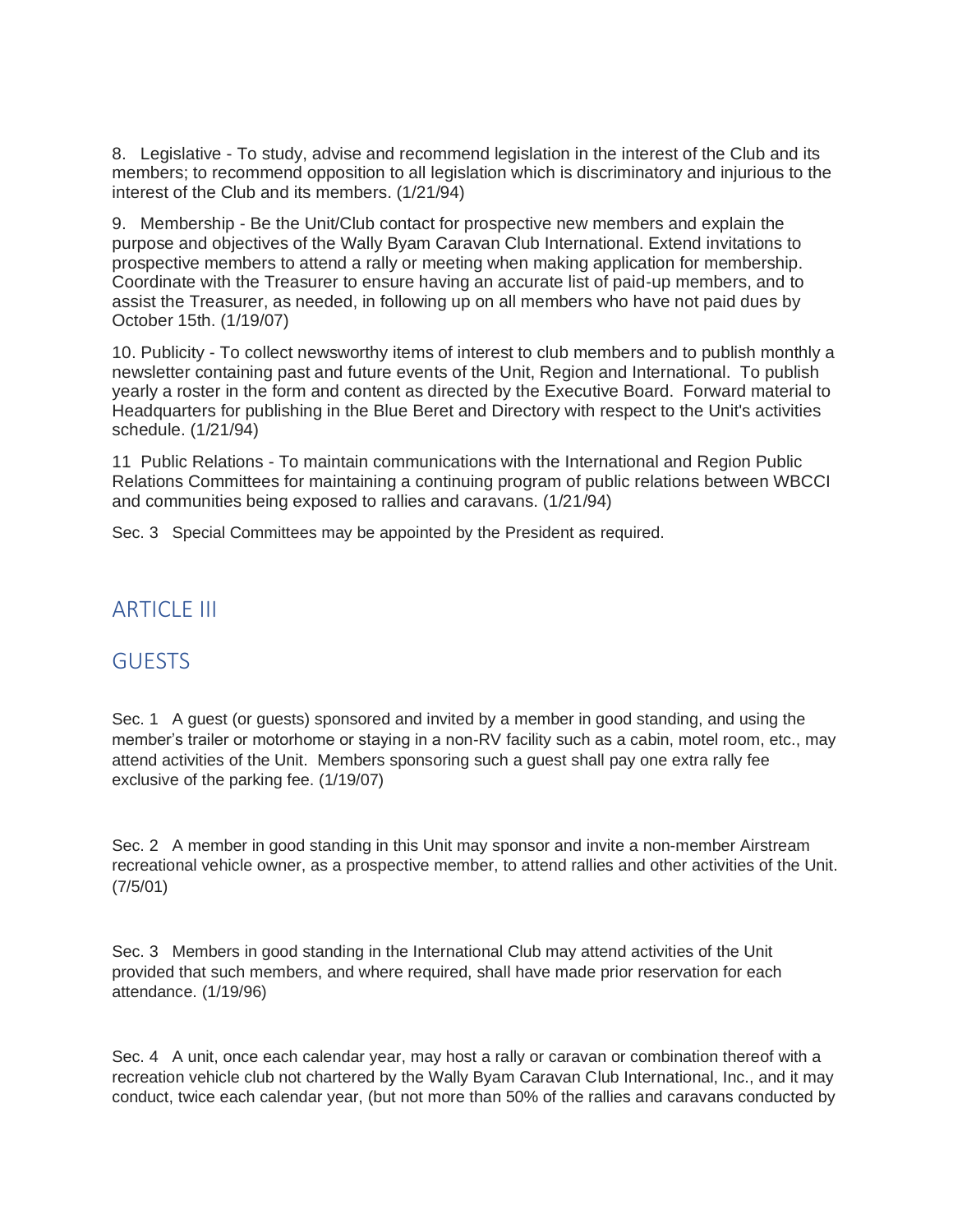8. Legislative - To study, advise and recommend legislation in the interest of the Club and its members; to recommend opposition to all legislation which is discriminatory and injurious to the interest of the Club and its members. (1/21/94)

9. Membership - Be the Unit/Club contact for prospective new members and explain the purpose and objectives of the Wally Byam Caravan Club International. Extend invitations to prospective members to attend a rally or meeting when making application for membership. Coordinate with the Treasurer to ensure having an accurate list of paid-up members, and to assist the Treasurer, as needed, in following up on all members who have not paid dues by October 15th. (1/19/07)

10. Publicity - To collect newsworthy items of interest to club members and to publish monthly a newsletter containing past and future events of the Unit, Region and International. To publish yearly a roster in the form and content as directed by the Executive Board. Forward material to Headquarters for publishing in the Blue Beret and Directory with respect to the Unit's activities schedule. (1/21/94)

11 Public Relations - To maintain communications with the International and Region Public Relations Committees for maintaining a continuing program of public relations between WBCCI and communities being exposed to rallies and caravans. (1/21/94)

Sec. 3 Special Committees may be appointed by the President as required.

## ARTICLE III

## GUESTS

Sec. 1 A guest (or guests) sponsored and invited by a member in good standing, and using the member's trailer or motorhome or staying in a non-RV facility such as a cabin, motel room, etc., may attend activities of the Unit. Members sponsoring such a guest shall pay one extra rally fee exclusive of the parking fee. (1/19/07)

Sec. 2 A member in good standing in this Unit may sponsor and invite a non-member Airstream recreational vehicle owner, as a prospective member, to attend rallies and other activities of the Unit. (7/5/01)

Sec. 3 Members in good standing in the International Club may attend activities of the Unit provided that such members, and where required, shall have made prior reservation for each attendance. (1/19/96)

Sec. 4 A unit, once each calendar year, may host a rally or caravan or combination thereof with a recreation vehicle club not chartered by the Wally Byam Caravan Club International, Inc., and it may conduct, twice each calendar year, (but not more than 50% of the rallies and caravans conducted by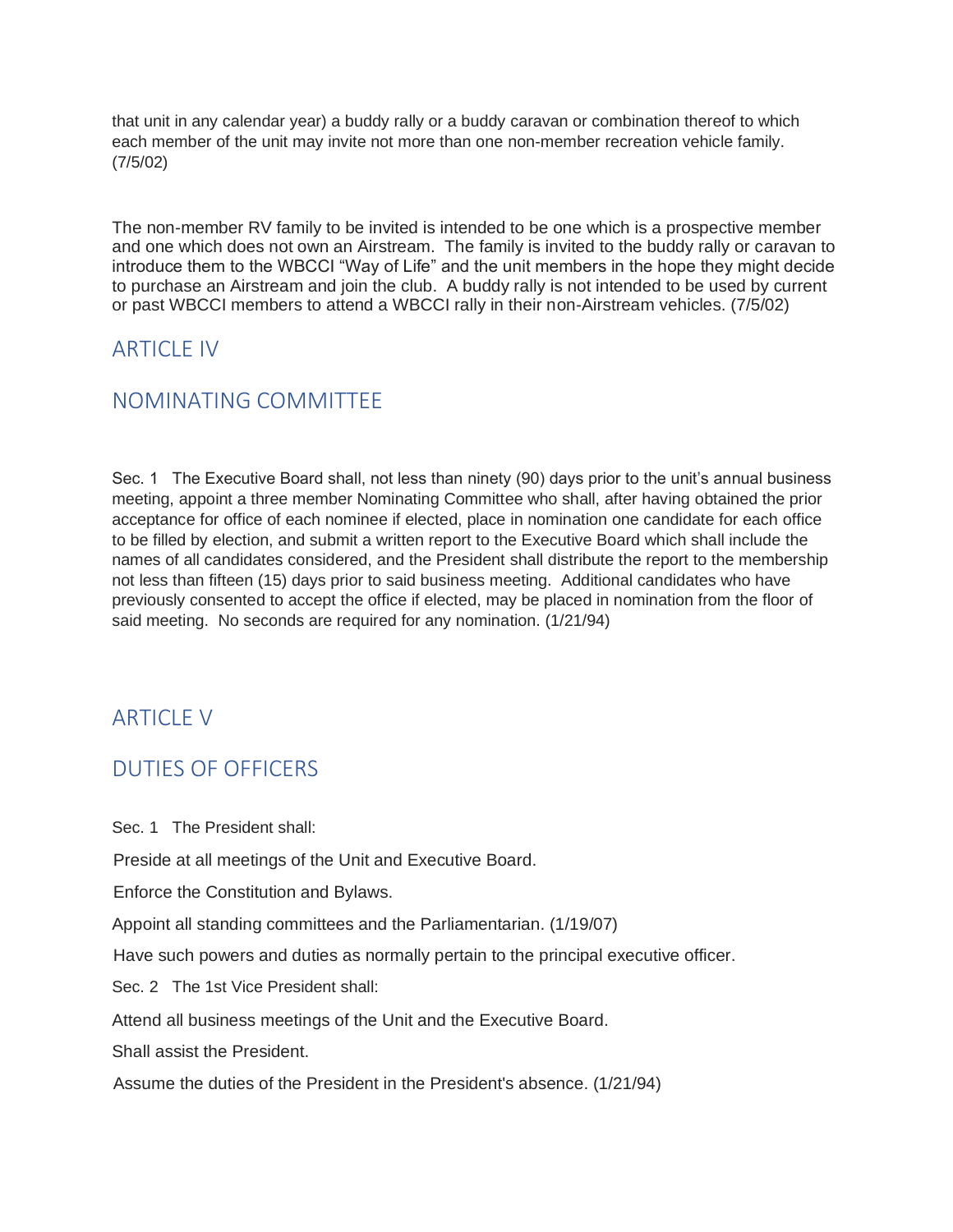that unit in any calendar year) a buddy rally or a buddy caravan or combination thereof to which each member of the unit may invite not more than one non-member recreation vehicle family. (7/5/02)

The non-member RV family to be invited is intended to be one which is a prospective member and one which does not own an Airstream. The family is invited to the buddy rally or caravan to introduce them to the WBCCI "Way of Life" and the unit members in the hope they might decide to purchase an Airstream and join the club. A buddy rally is not intended to be used by current or past WBCCI members to attend a WBCCI rally in their non-Airstream vehicles. (7/5/02)

## ARTICLE IV

## NOMINATING COMMITTEE

Sec. 1 The Executive Board shall, not less than ninety (90) days prior to the unit's annual business meeting, appoint a three member Nominating Committee who shall, after having obtained the prior acceptance for office of each nominee if elected, place in nomination one candidate for each office to be filled by election, and submit a written report to the Executive Board which shall include the names of all candidates considered, and the President shall distribute the report to the membership not less than fifteen (15) days prior to said business meeting. Additional candidates who have previously consented to accept the office if elected, may be placed in nomination from the floor of said meeting. No seconds are required for any nomination. (1/21/94)

## ARTICLE V

## DUTIES OF OFFICERS

Sec. 1 The President shall:

Preside at all meetings of the Unit and Executive Board.

Enforce the Constitution and Bylaws.

Appoint all standing committees and the Parliamentarian. (1/19/07)

Have such powers and duties as normally pertain to the principal executive officer.

Sec. 2 The 1st Vice President shall:

Attend all business meetings of the Unit and the Executive Board.

Shall assist the President.

Assume the duties of the President in the President's absence. (1/21/94)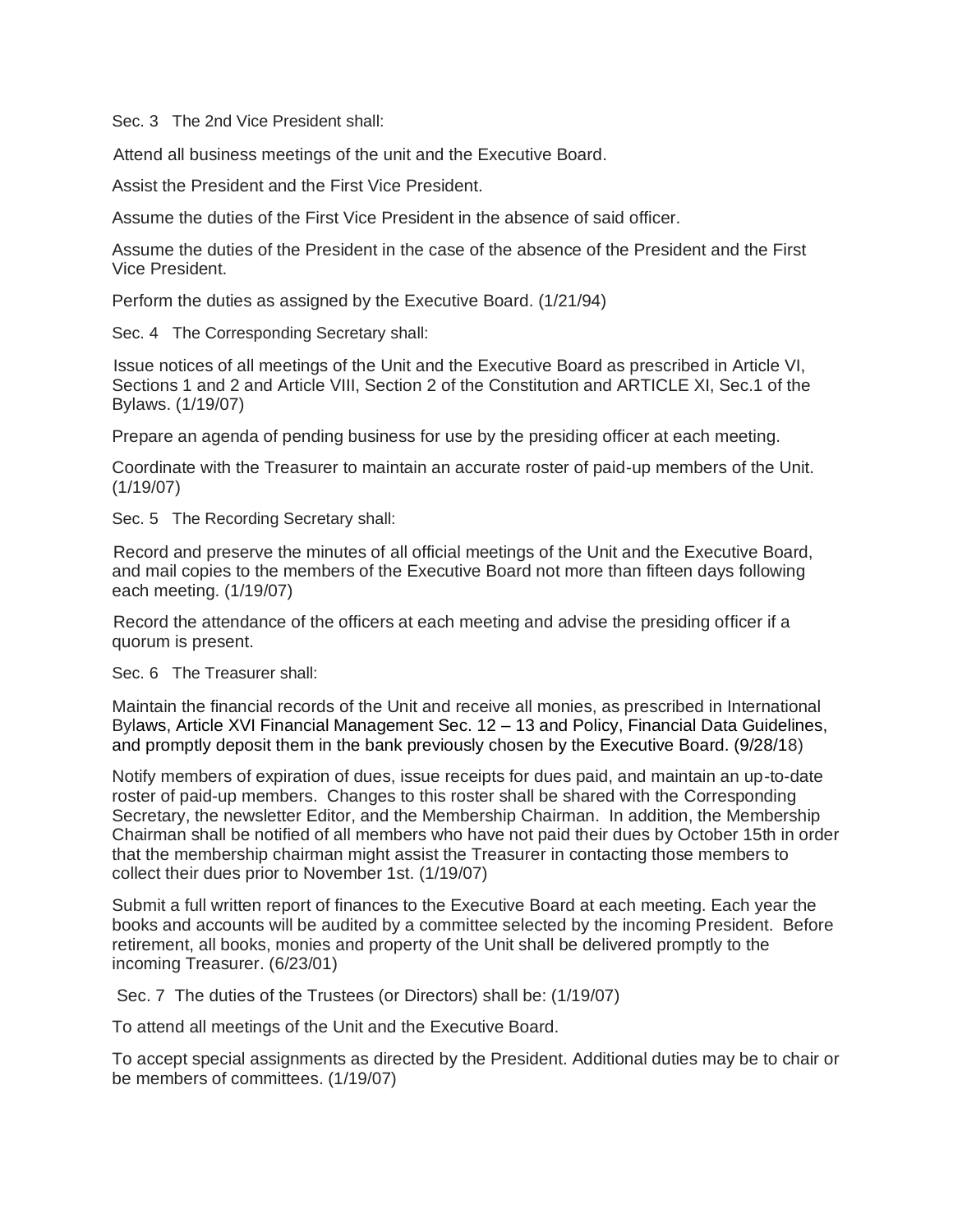Sec. 3 The 2nd Vice President shall:

Attend all business meetings of the unit and the Executive Board.

Assist the President and the First Vice President.

Assume the duties of the First Vice President in the absence of said officer.

Assume the duties of the President in the case of the absence of the President and the First Vice President.

Perform the duties as assigned by the Executive Board. (1/21/94)

Sec. 4 The Corresponding Secretary shall:

Issue notices of all meetings of the Unit and the Executive Board as prescribed in Article VI, Sections 1 and 2 and Article VIII, Section 2 of the Constitution and ARTICLE XI, Sec.1 of the Bylaws. (1/19/07)

Prepare an agenda of pending business for use by the presiding officer at each meeting.

Coordinate with the Treasurer to maintain an accurate roster of paid-up members of the Unit. (1/19/07)

Sec. 5 The Recording Secretary shall:

Record and preserve the minutes of all official meetings of the Unit and the Executive Board, and mail copies to the members of the Executive Board not more than fifteen days following each meeting. (1/19/07)

Record the attendance of the officers at each meeting and advise the presiding officer if a quorum is present.

Sec. 6 The Treasurer shall:

Maintain the financial records of the Unit and receive all monies, as prescribed in International Bylaws, Article XVI Financial Management Sec. 12 – 13 and Policy, Financial Data Guidelines, and promptly deposit them in the bank previously chosen by the Executive Board. (9/28/18)

Notify members of expiration of dues, issue receipts for dues paid, and maintain an up-to-date roster of paid-up members. Changes to this roster shall be shared with the Corresponding Secretary, the newsletter Editor, and the Membership Chairman. In addition, the Membership Chairman shall be notified of all members who have not paid their dues by October 15th in order that the membership chairman might assist the Treasurer in contacting those members to collect their dues prior to November 1st. (1/19/07)

Submit a full written report of finances to the Executive Board at each meeting. Each year the books and accounts will be audited by a committee selected by the incoming President. Before retirement, all books, monies and property of the Unit shall be delivered promptly to the incoming Treasurer. (6/23/01)

Sec. 7 The duties of the Trustees (or Directors) shall be: (1/19/07)

To attend all meetings of the Unit and the Executive Board.

To accept special assignments as directed by the President. Additional duties may be to chair or be members of committees. (1/19/07)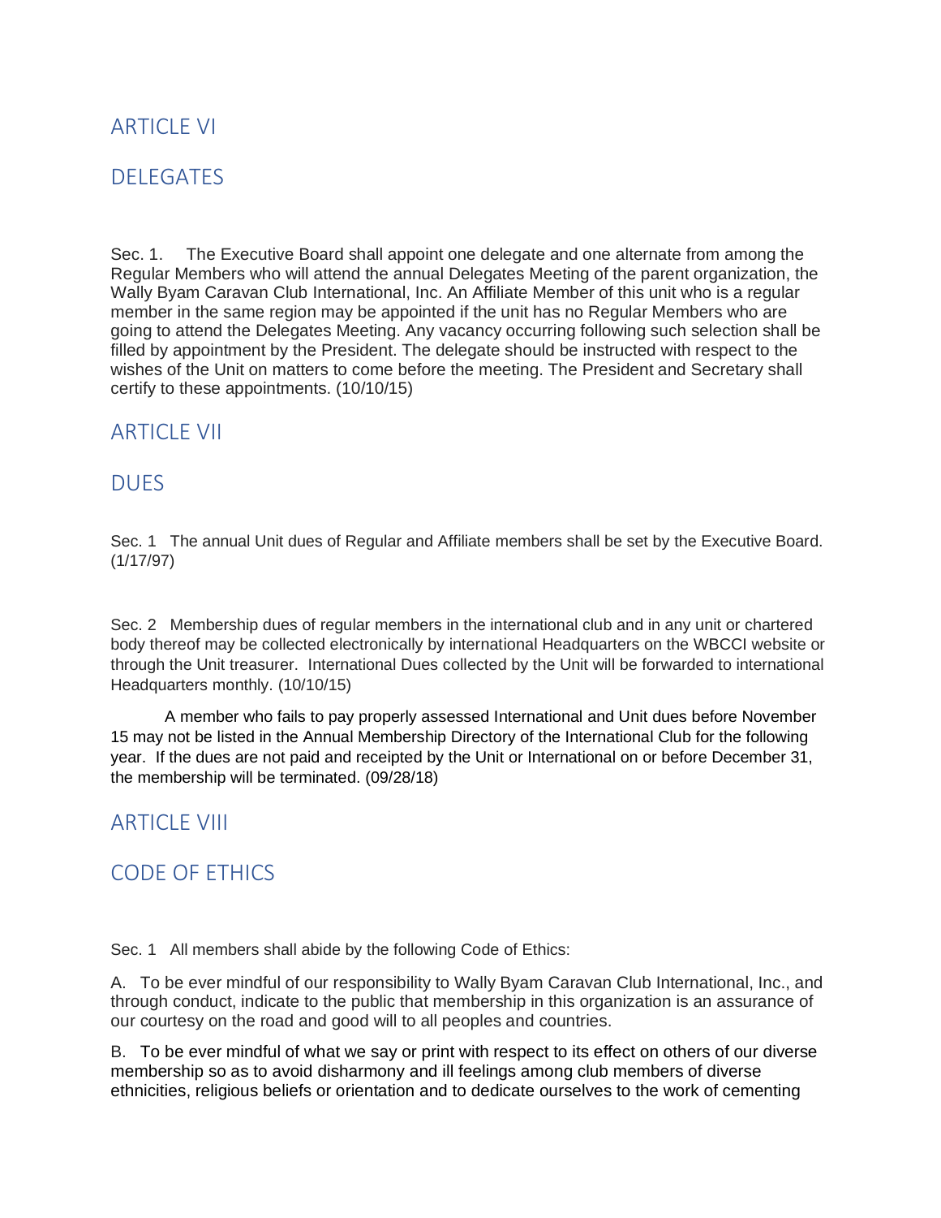## ARTICLE VI

## DELEGATES

Sec. 1. The Executive Board shall appoint one delegate and one alternate from among the Regular Members who will attend the annual Delegates Meeting of the parent organization, the Wally Byam Caravan Club International, Inc. An Affiliate Member of this unit who is a regular member in the same region may be appointed if the unit has no Regular Members who are going to attend the Delegates Meeting. Any vacancy occurring following such selection shall be filled by appointment by the President. The delegate should be instructed with respect to the wishes of the Unit on matters to come before the meeting. The President and Secretary shall certify to these appointments. (10/10/15)

## ARTICLE VII

## DUES

Sec. 1 The annual Unit dues of Regular and Affiliate members shall be set by the Executive Board. (1/17/97)

Sec. 2 Membership dues of regular members in the international club and in any unit or chartered body thereof may be collected electronically by international Headquarters on the WBCCI website or through the Unit treasurer. International Dues collected by the Unit will be forwarded to international Headquarters monthly. (10/10/15)

A member who fails to pay properly assessed International and Unit dues before November 15 may not be listed in the Annual Membership Directory of the International Club for the following year. If the dues are not paid and receipted by the Unit or International on or before December 31, the membership will be terminated. (09/28/18)

## ARTICLE VIII

## CODE OF ETHICS

Sec. 1 All members shall abide by the following Code of Ethics:

A. To be ever mindful of our responsibility to Wally Byam Caravan Club International, Inc., and through conduct, indicate to the public that membership in this organization is an assurance of our courtesy on the road and good will to all peoples and countries.

B. To be ever mindful of what we say or print with respect to its effect on others of our diverse membership so as to avoid disharmony and ill feelings among club members of diverse ethnicities, religious beliefs or orientation and to dedicate ourselves to the work of cementing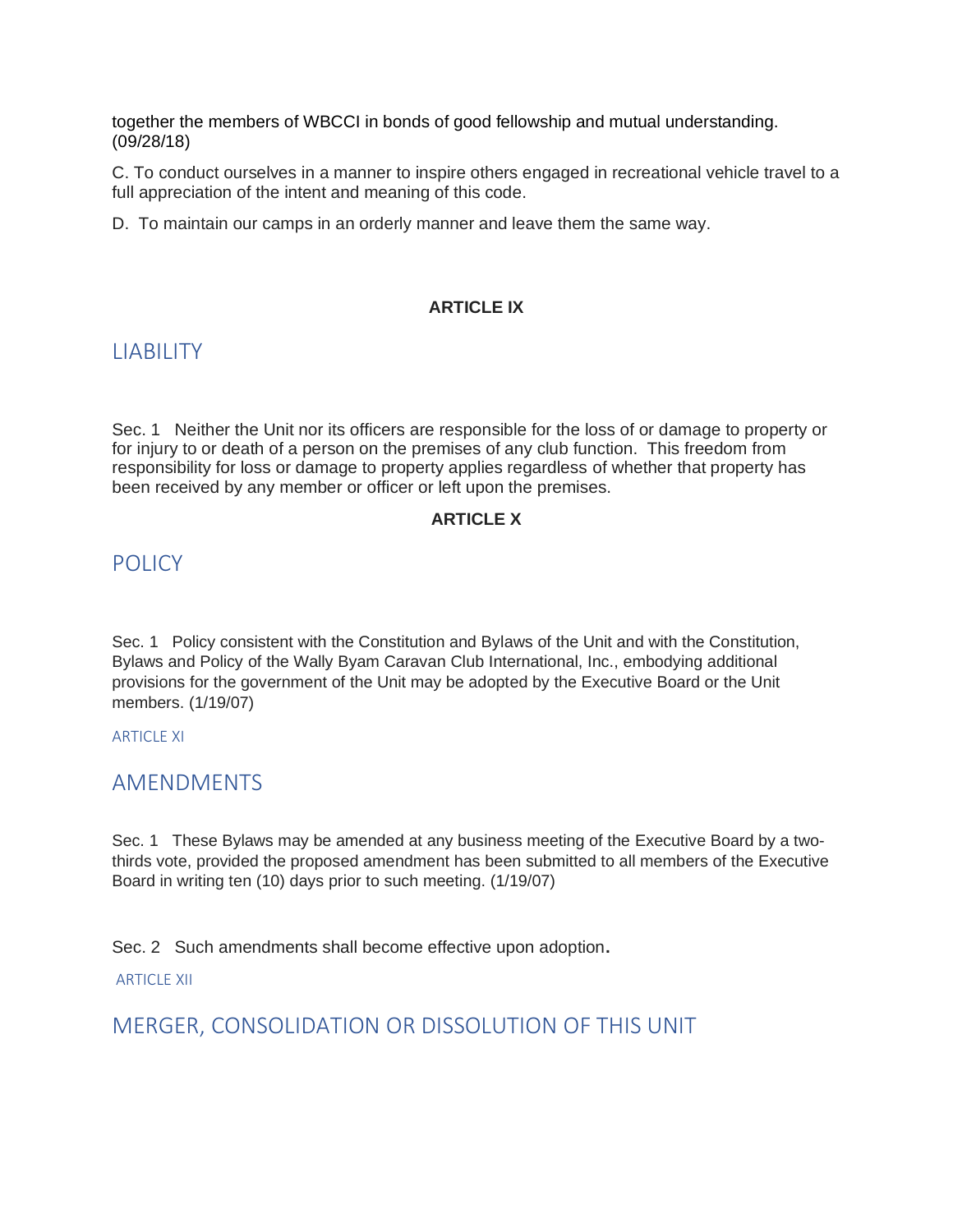together the members of WBCCI in bonds of good fellowship and mutual understanding. (09/28/18)

C. To conduct ourselves in a manner to inspire others engaged in recreational vehicle travel to a full appreciation of the intent and meaning of this code.

D. To maintain our camps in an orderly manner and leave them the same way.

**ARTICLE IX**

## LIABILITY

Sec. 1 Neither the Unit nor its officers are responsible for the loss of or damage to property or for injury to or death of a person on the premises of any club function. This freedom from responsibility for loss or damage to property applies regardless of whether that property has been received by any member or officer or left upon the premises.

**ARTICLE X**

## POLICY

Sec. 1 Policy consistent with the Constitution and Bylaws of the Unit and with the Constitution, Bylaws and Policy of the Wally Byam Caravan Club International, Inc., embodying additional provisions for the government of the Unit may be adopted by the Executive Board or the Unit members. (1/19/07)

ARTICLE XI

## AMENDMENTS

Sec. 1 These Bylaws may be amended at any business meeting of the Executive Board by a two-thirds vote, provided the proposed amendment has been submitted to all members of the Executive Board in writing ten (10) days prior to such meeting. (1/19/07)

Sec. 2 Such amendments shall become effective upon adoption.

ARTICLE XII

## MERGER, CONSOLIDATION OR DISSOLUTION OF THIS UNIT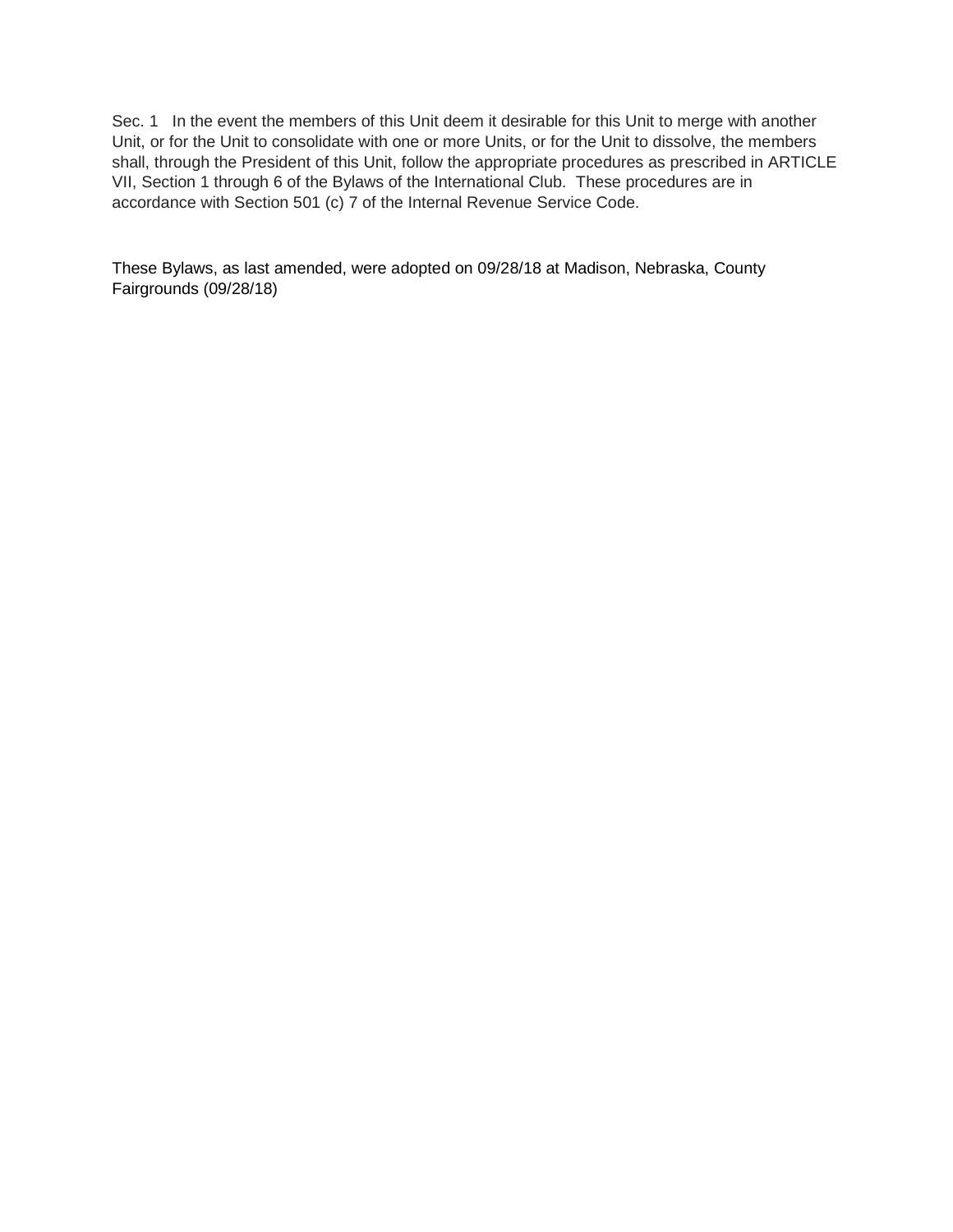Sec. 1 In the event the members of this Unit deem it desirable for this Unit to merge with another Unit, or for the Unit to consolidate with one or more Units, or for the Unit to dissolve, the members shall, through the President of this Unit, follow the appropriate procedures as prescribed in ARTICLE VII, Section 1 through 6 of the Bylaws of the International Club. These procedures are in accordance with Section 501 (c) 7 of the Internal Revenue Service Code.

These Bylaws, as last amended, were adopted on 09/28/18 at Madison, Nebraska, County Fairgrounds (09/28/18)